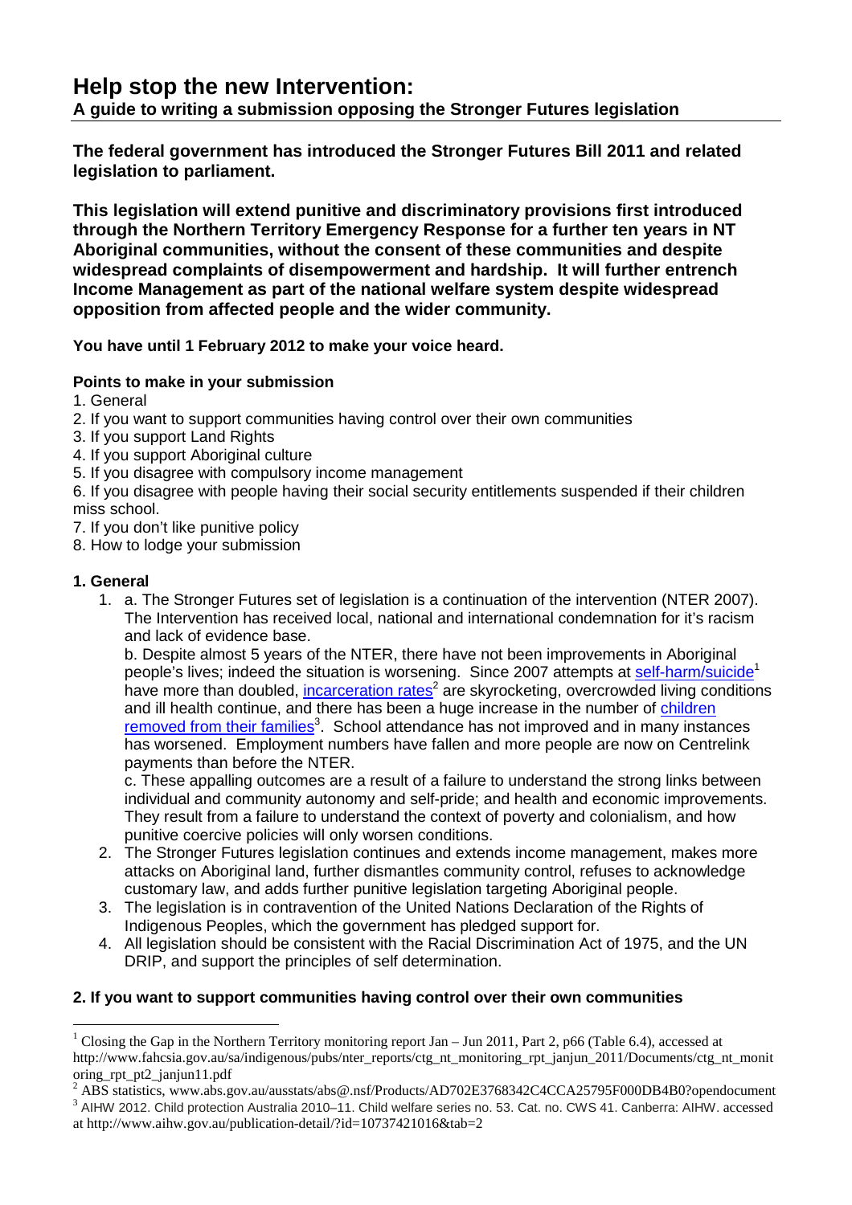# Help stop the new Intervention:

## A guide to writing a submission opposing the Stronger Futures legislation

**The federal government has introduced the Stronger Futures Bill 2011 and related legislation to parliament.**

**This legislation will extend punitive and discriminatory provisions first introduced through the Northern Territory Emergency Response for a further ten years in NT Aboriginal communities, without the consent of these communities and despite widespread complaints of disempowerment and hardship. It will further entrench Income Management as part of the national welfare system despite widespread opposition from affected people and the wider community.**

**You have until 1 February 2012 to make your voice heard.**

### Points to make in your submission

1. General
2. If you want to support communities having control over their own communities
3. If you support Land Rights
4. If you support Aboriginal culture
5. If you disagree with compulsory income management
6. If you disagree with people having their social security entitlements suspended if their children miss school.
7. If you don't like punitive policy
8. How to lodge your submission

### 1. General

1. a. The Stronger Futures set of legislation is a continuation of the intervention (NTER 2007). The Intervention has received local, national and international condemnation for it's racism and lack of evidence base.

   b. Despite almost 5 years of the NTER, there have not been improvements in Aboriginal people's lives; indeed the situation is worsening. Since 2007 attempts at self-harm/suicide[1] have more than doubled, incarceration rates[2] are skyrocketing, overcrowded living conditions and ill health continue, and there has been a huge increase in the number of children removed from their families[3]. School attendance has not improved and in many instances has worsened. Employment numbers have fallen and more people are now on Centrelink payments than before the NTER.

   c. These appalling outcomes are a result of a failure to understand the strong links between individual and community autonomy and self-pride; and health and economic improvements. They result from a failure to understand the context of poverty and colonialism, and how punitive coercive policies will only worsen conditions.
2. The Stronger Futures legislation continues and extends income management, makes more attacks on Aboriginal land, further dismantles community control, refuses to acknowledge customary law, and adds further punitive legislation targeting Aboriginal people.
3. The legislation is in contravention of the United Nations Declaration of the Rights of Indigenous Peoples, which the government has pledged support for.
4. All legislation should be consistent with the Racial Discrimination Act of 1975, and the UN DRIP, and support the principles of self determination.

### 2. If you want to support communities having control over their own communities

---

[1] Closing the Gap in the Northern Territory monitoring report Jan – Jun 2011, Part 2, p66 (Table 6.4), accessed at http://www.fahcsia.gov.au/sa/indigenous/pubs/nter_reports/ctg_nt_monitoring_rpt_janjun_2011/Documents/ctg_nt_monitoring_rpt_pt2_janjun11.pdf

[2] ABS statistics, www.abs.gov.au/ausstats/abs@.nsf/Products/AD702E3768342C4CCA25795F000DB4B0?opendocument

[3] AIHW 2012. Child protection Australia 2010–11. Child welfare series no. 53. Cat. no. CWS 41. Canberra: AIHW. accessed at http://www.aihw.gov.au/publication-detail/?id=10737421016&tab=2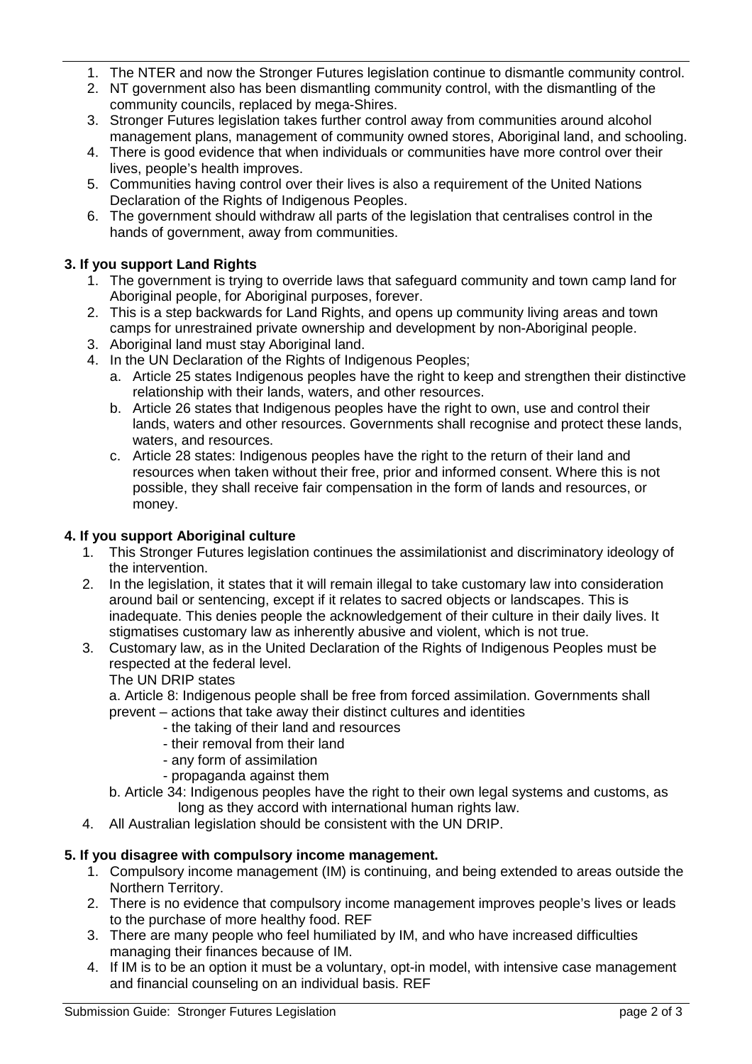1. The NTER and now the Stronger Futures legislation continue to dismantle community control.
2. NT government also has been dismantling community control, with the dismantling of the community councils, replaced by mega-Shires.
3. Stronger Futures legislation takes further control away from communities around alcohol management plans, management of community owned stores, Aboriginal land, and schooling.
4. There is good evidence that when individuals or communities have more control over their lives, people's health improves.
5. Communities having control over their lives is also a requirement of the United Nations Declaration of the Rights of Indigenous Peoples.
6. The government should withdraw all parts of the legislation that centralises control in the hands of government, away from communities.

**3. If you support Land Rights**

1. The government is trying to override laws that safeguard community and town camp land for Aboriginal people, for Aboriginal purposes, forever.
2. This is a step backwards for Land Rights, and opens up community living areas and town camps for unrestrained private ownership and development by non-Aboriginal people.
3. Aboriginal land must stay Aboriginal land.
4. In the UN Declaration of the Rights of Indigenous Peoples;
   a. Article 25 states Indigenous peoples have the right to keep and strengthen their distinctive relationship with their lands, waters, and other resources.
   b. Article 26 states that Indigenous peoples have the right to own, use and control their lands, waters and other resources. Governments shall recognise and protect these lands, waters, and resources.
   c. Article 28 states: Indigenous peoples have the right to the return of their land and resources when taken without their free, prior and informed consent. Where this is not possible, they shall receive fair compensation in the form of lands and resources, or money.

**4. If you support Aboriginal culture**

1. This Stronger Futures legislation continues the assimilationist and discriminatory ideology of the intervention.
2. In the legislation, it states that it will remain illegal to take customary law into consideration around bail or sentencing, except if it relates to sacred objects or landscapes. This is inadequate. This denies people the acknowledgement of their culture in their daily lives. It stigmatises customary law as inherently abusive and violent, which is not true.
3. Customary law, as in the United Declaration of the Rights of Indigenous Peoples must be respected at the federal level.
   The UN DRIP states
   a. Article 8: Indigenous people shall be free from forced assimilation. Governments shall prevent – actions that take away their distinct cultures and identities
      - the taking of their land and resources
      - their removal from their land
      - any form of assimilation
      - propaganda against them

   b. Article 34: Indigenous peoples have the right to their own legal systems and customs, as long as they accord with international human rights law.
4. All Australian legislation should be consistent with the UN DRIP.

**5. If you disagree with compulsory income management.**

1. Compulsory income management (IM) is continuing, and being extended to areas outside the Northern Territory.
2. There is no evidence that compulsory income management improves people's lives or leads to the purchase of more healthy food. REF
3. There are many people who feel humiliated by IM, and who have increased difficulties managing their finances because of IM.
4. If IM is to be an option it must be a voluntary, opt-in model, with intensive case management and financial counseling on an individual basis. REF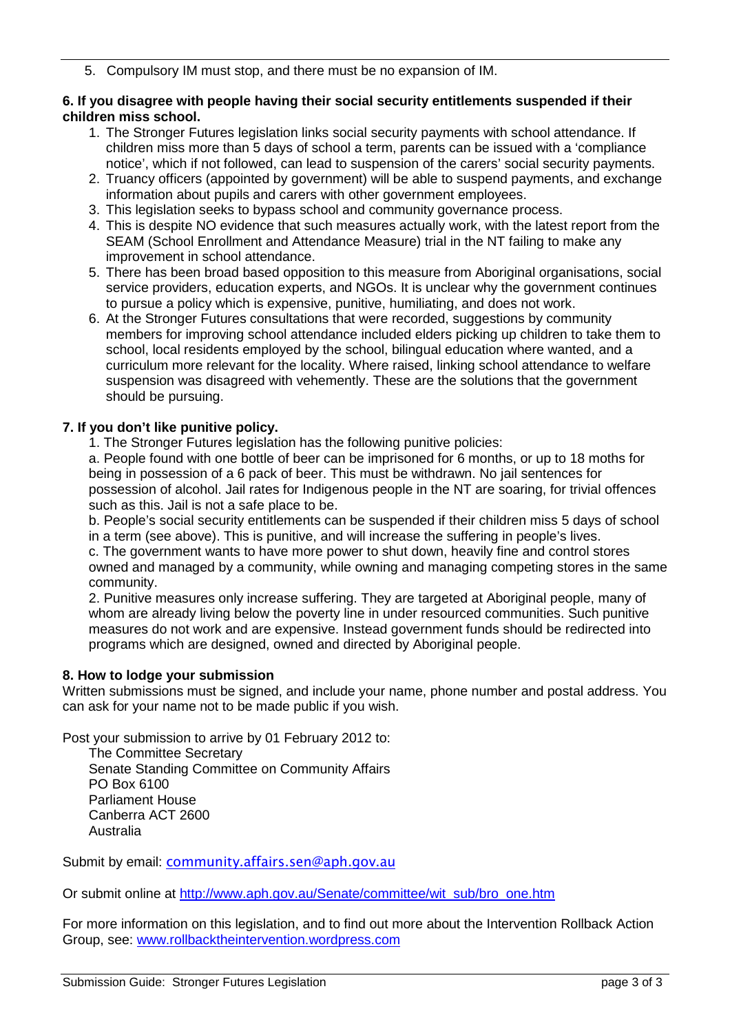5. Compulsory IM must stop, and there must be no expansion of IM.

**6. If you disagree with people having their social security entitlements suspended if their children miss school.**

1. The Stronger Futures legislation links social security payments with school attendance. If children miss more than 5 days of school a term, parents can be issued with a 'compliance notice', which if not followed, can lead to suspension of the carers' social security payments.
2. Truancy officers (appointed by government) will be able to suspend payments, and exchange information about pupils and carers with other government employees.
3. This legislation seeks to bypass school and community governance process.
4. This is despite NO evidence that such measures actually work, with the latest report from the SEAM (School Enrollment and Attendance Measure) trial in the NT failing to make any improvement in school attendance.
5. There has been broad based opposition to this measure from Aboriginal organisations, social service providers, education experts, and NGOs. It is unclear why the government continues to pursue a policy which is expensive, punitive, humiliating, and does not work.
6. At the Stronger Futures consultations that were recorded, suggestions by community members for improving school attendance included elders picking up children to take them to school, local residents employed by the school, bilingual education where wanted, and a curriculum more relevant for the locality. Where raised, linking school attendance to welfare suspension was disagreed with vehemently. These are the solutions that the government should be pursuing.

**7. If you don't like punitive policy.**

1. The Stronger Futures legislation has the following punitive policies:

a. People found with one bottle of beer can be imprisoned for 6 months, or up to 18 moths for being in possession of a 6 pack of beer. This must be withdrawn. No jail sentences for possession of alcohol. Jail rates for Indigenous people in the NT are soaring, for trivial offences such as this. Jail is not a safe place to be.

b. People's social security entitlements can be suspended if their children miss 5 days of school in a term (see above). This is punitive, and will increase the suffering in people's lives.

c. The government wants to have more power to shut down, heavily fine and control stores owned and managed by a community, while owning and managing competing stores in the same community.

2. Punitive measures only increase suffering. They are targeted at Aboriginal people, many of whom are already living below the poverty line in under resourced communities. Such punitive measures do not work and are expensive. Instead government funds should be redirected into programs which are designed, owned and directed by Aboriginal people.

**8. How to lodge your submission**

Written submissions must be signed, and include your name, phone number and postal address. You can ask for your name not to be made public if you wish.

Post your submission to arrive by 01 February 2012 to:

The Committee Secretary
Senate Standing Committee on Community Affairs
PO Box 6100
Parliament House
Canberra ACT 2600
Australia

Submit by email: community.affairs.sen@aph.gov.au

Or submit online at http://www.aph.gov.au/Senate/committee/wit_sub/bro_one.htm

For more information on this legislation, and to find out more about the Intervention Rollback Action Group, see: www.rollbacktheintervention.wordpress.com